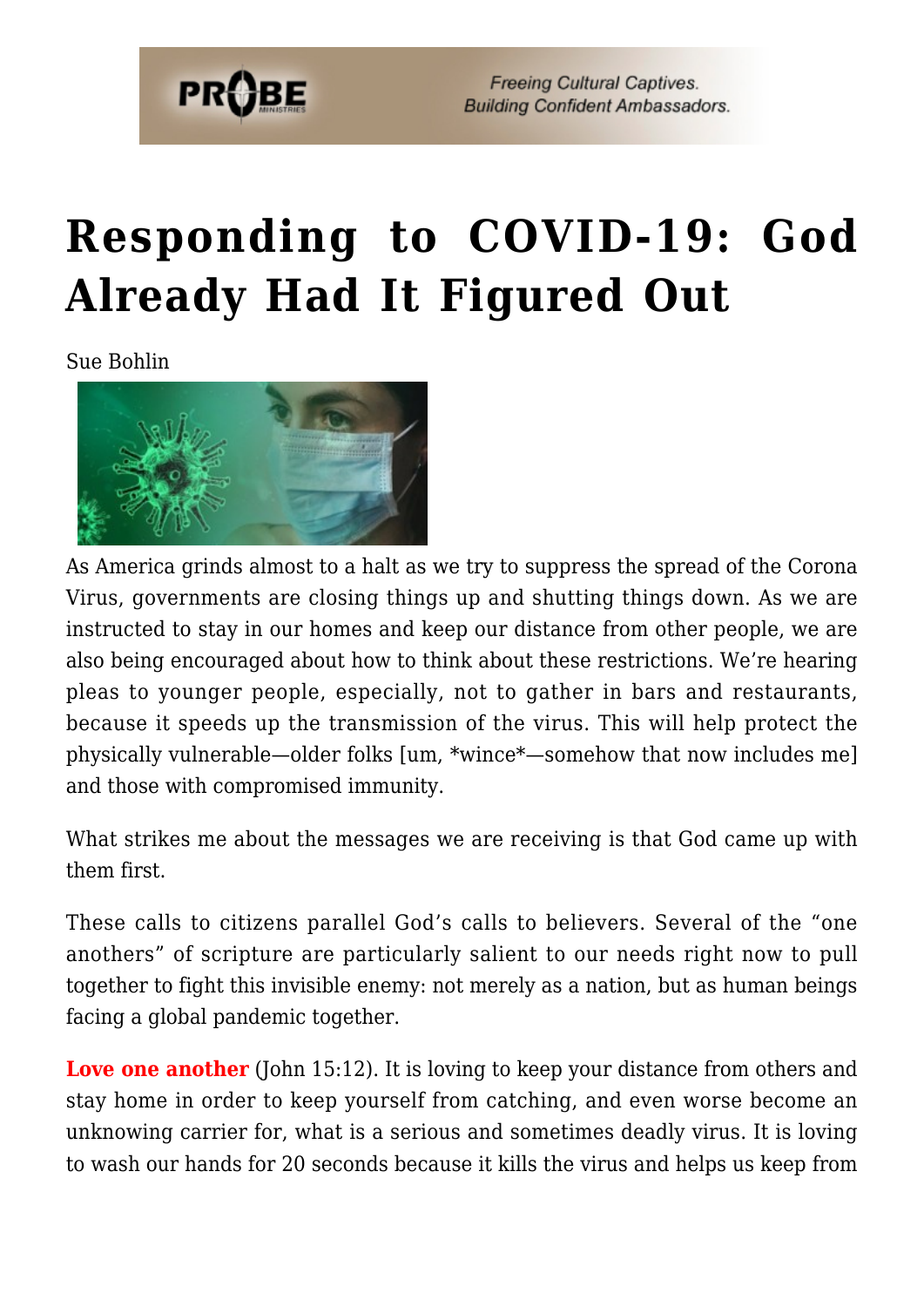# Responding to COVID-19: God Already Had It Figured Out

Sue Bohlin

As America grinds almost to a halt as we try to suppress the spread of the Corona Virus, governments are closing things up and shutting things down. As we are instructed to stay in our homes and keep our distance from other people, we are also being encouraged about how to think about these restrictions. We're hearing pleas to younger people, especially, not to gather in bars and restaurants, because it speeds up the transmission of the virus. This will help protect the physically vulnerable—older folks [um, *wince*—somehow that now includes me] and those with compromised immunity.

What strikes me about the messages we are receiving is that God came up with them first.

These calls to citizens parallel God's calls to believers. Several of the "one anothers" of scripture are particularly salient to our needs right now to pull together to fight this invisible enemy: not merely as a nation, but as human beings facing a global pandemic together.

**Love one another** (John 15:12). It is loving to keep your distance from others and stay home in order to keep yourself from catching, and even worse become an unknowing carrier for, what is a serious and sometimes deadly virus. It is loving to wash our hands for 20 seconds because it kills the virus and helps us keep from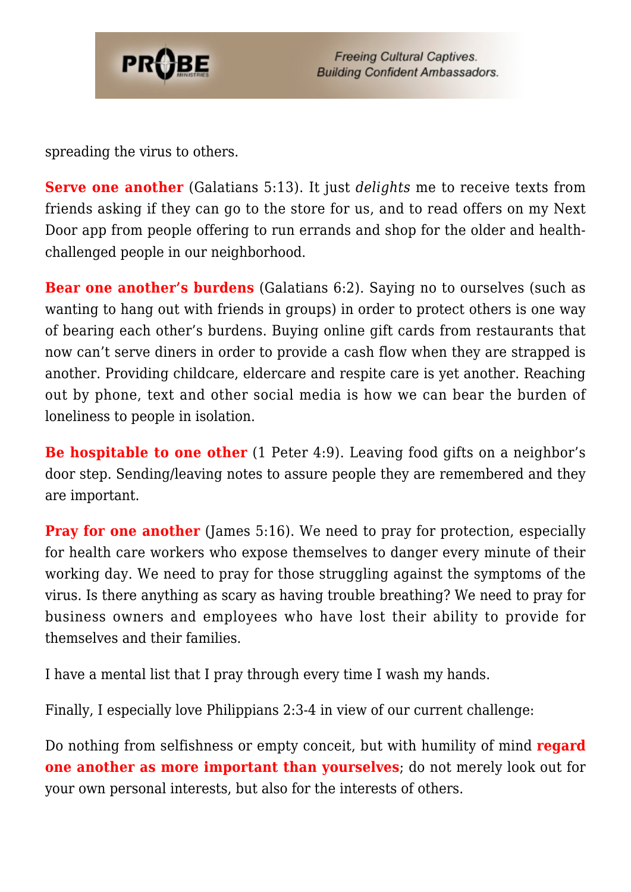spreading the virus to others.

**Serve one another** (Galatians 5:13). It just *delights* me to receive texts from friends asking if they can go to the store for us, and to read offers on my Next Door app from people offering to run errands and shop for the older and health-challenged people in our neighborhood.

**Bear one another's burdens** (Galatians 6:2). Saying no to ourselves (such as wanting to hang out with friends in groups) in order to protect others is one way of bearing each other's burdens. Buying online gift cards from restaurants that now can't serve diners in order to provide a cash flow when they are strapped is another. Providing childcare, eldercare and respite care is yet another. Reaching out by phone, text and other social media is how we can bear the burden of loneliness to people in isolation.

**Be hospitable to one other** (1 Peter 4:9). Leaving food gifts on a neighbor's door step. Sending/leaving notes to assure people they are remembered and they are important.

**Pray for one another** (James 5:16). We need to pray for protection, especially for health care workers who expose themselves to danger every minute of their working day. We need to pray for those struggling against the symptoms of the virus. Is there anything as scary as having trouble breathing? We need to pray for business owners and employees who have lost their ability to provide for themselves and their families.

I have a mental list that I pray through every time I wash my hands.

Finally, I especially love Philippians 2:3-4 in view of our current challenge:

Do nothing from selfishness or empty conceit, but with humility of mind **regard one another as more important than yourselves**; do not merely look out for your own personal interests, but also for the interests of others.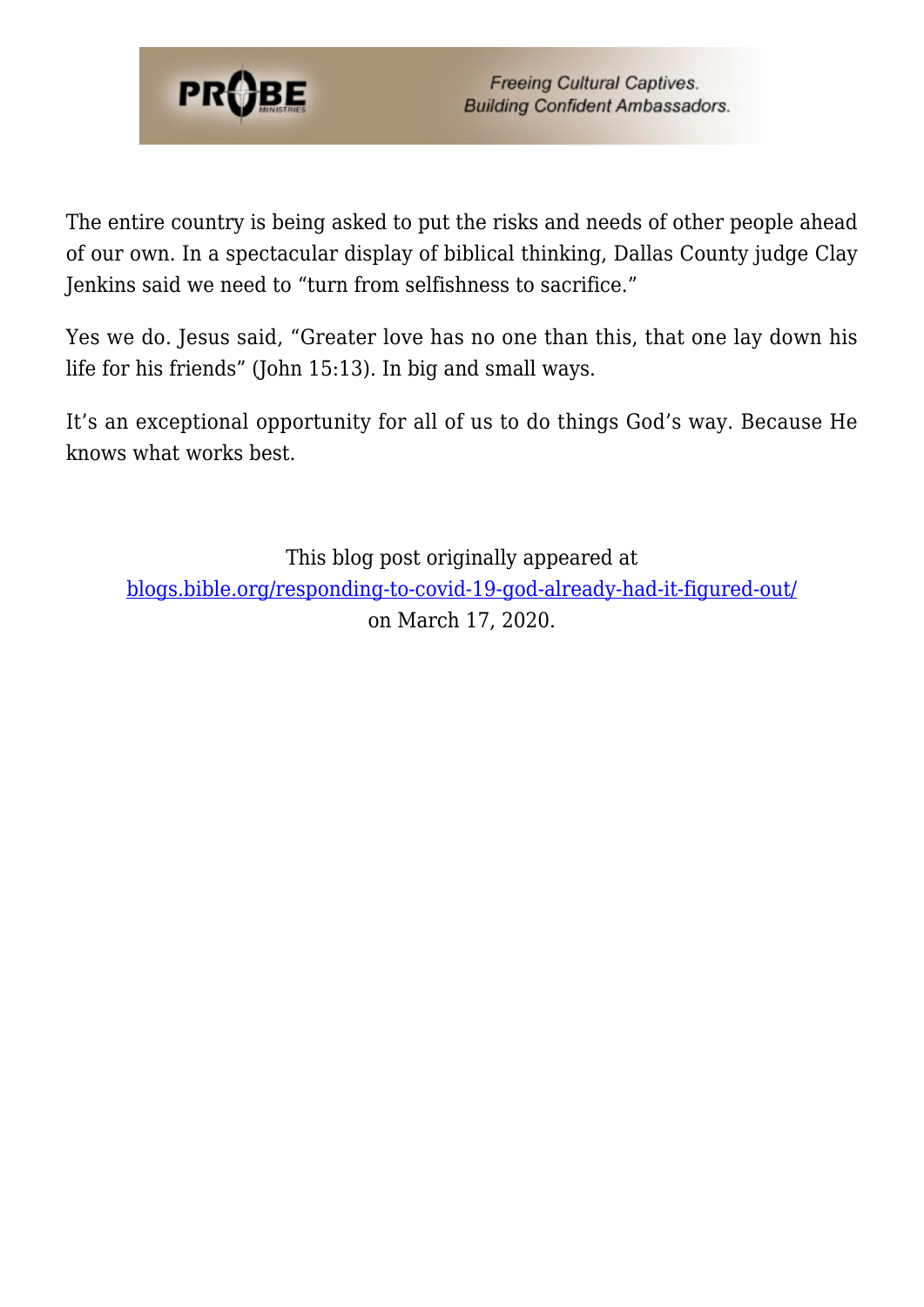The entire country is being asked to put the risks and needs of other people ahead of our own. In a spectacular display of biblical thinking, Dallas County judge Clay Jenkins said we need to "turn from selfishness to sacrifice."

Yes we do. Jesus said, "Greater love has no one than this, that one lay down his life for his friends" (John 15:13). In big and small ways.

It's an exceptional opportunity for all of us to do things God's way. Because He knows what works best.

This blog post originally appeared at [blogs.bible.org/responding-to-covid-19-god-already-had-it-figured-out/](blogs.bible.org/responding-to-covid-19-god-already-had-it-figured-out/) on March 17, 2020.